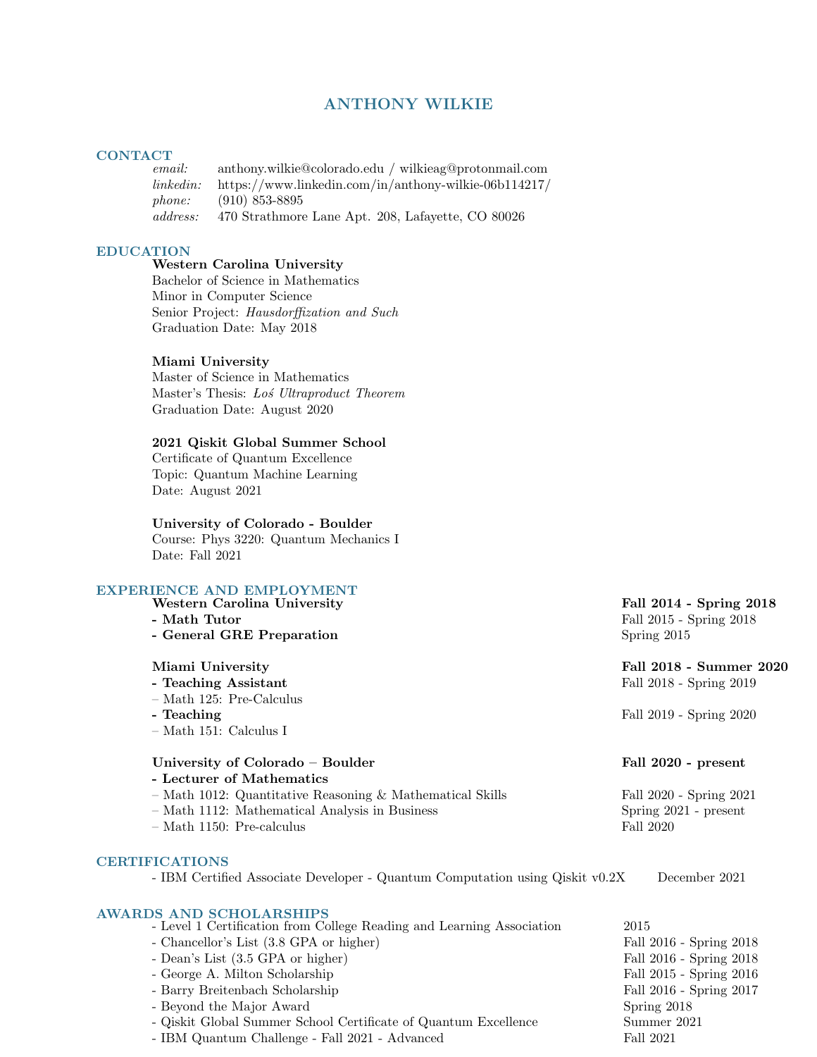# ANTHONY WILKIE

## CONTACT

*email:* anthony.wilkie@colorado.edu / wilkieag@protonmail.com
*linkedin:* https://www.linkedin.com/in/anthony-wilkie-06b114217/
*phone:* (910) 853-8895
*address:* 470 Strathmore Lane Apt. 208, Lafayette, CO 80026

## EDUCATION

**Western Carolina University**
Bachelor of Science in Mathematics
Minor in Computer Science
Senior Project: *Hausdorffization and Such*
Graduation Date: May 2018

**Miami University**
Master of Science in Mathematics
Master's Thesis: *Łoś Ultraproduct Theorem*
Graduation Date: August 2020

**2021 Qiskit Global Summer School**
Certificate of Quantum Excellence
Topic: Quantum Machine Learning
Date: August 2021

**University of Colorado - Boulder**
Course: Phys 3220: Quantum Mechanics I
Date: Fall 2021

## EXPERIENCE AND EMPLOYMENT

**Western Carolina University** — **Fall 2014 - Spring 2018**

- **Math Tutor** — Fall 2015 - Spring 2018
- **General GRE Preparation** — Spring 2015

**Miami University** — **Fall 2018 - Summer 2020**

- **Teaching Assistant** — Fall 2018 - Spring 2019
  - Math 125: Pre-Calculus
- **Teaching** — Fall 2019 - Spring 2020
  - Math 151: Calculus I

**University of Colorado – Boulder** — **Fall 2020 - present**

- **Lecturer of Mathematics**
  - Math 1012: Quantitative Reasoning & Mathematical Skills — Fall 2020 - Spring 2021
  - Math 1112: Mathematical Analysis in Business — Spring 2021 - present
  - Math 1150: Pre-calculus — Fall 2020

## CERTIFICATIONS

- IBM Certified Associate Developer - Quantum Computation using Qiskit v0.2X — December 2021

## AWARDS AND SCHOLARSHIPS

- Level 1 Certification from College Reading and Learning Association — 2015
- Chancellor's List (3.8 GPA or higher) — Fall 2016 - Spring 2018
- Dean's List (3.5 GPA or higher) — Fall 2016 - Spring 2018
- George A. Milton Scholarship — Fall 2015 - Spring 2016
- Barry Breitenbach Scholarship — Fall 2016 - Spring 2017
- Beyond the Major Award — Spring 2018
- Qiskit Global Summer School Certificate of Quantum Excellence — Summer 2021
- IBM Quantum Challenge - Fall 2021 - Advanced — Fall 2021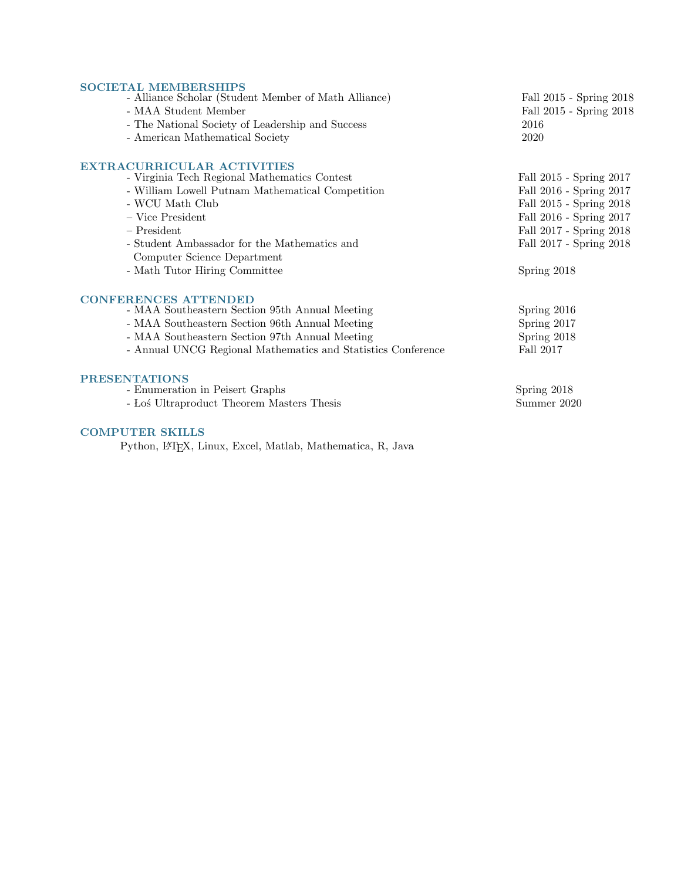## SOCIETAL MEMBERSHIPS

- Alliance Scholar (Student Member of Math Alliance) — Fall 2015 - Spring 2018
- MAA Student Member — Fall 2015 - Spring 2018
- The National Society of Leadership and Success — 2016
- American Mathematical Society — 2020

## EXTRACURRICULAR ACTIVITIES

- Virginia Tech Regional Mathematics Contest — Fall 2015 - Spring 2017
- William Lowell Putnam Mathematical Competition — Fall 2016 - Spring 2017
- WCU Math Club — Fall 2015 - Spring 2018
  - Vice President — Fall 2016 - Spring 2017
  - President — Fall 2017 - Spring 2018
- Student Ambassador for the Mathematics and Computer Science Department — Fall 2017 - Spring 2018
- Math Tutor Hiring Committee — Spring 2018

## CONFERENCES ATTENDED

- MAA Southeastern Section 95th Annual Meeting — Spring 2016
- MAA Southeastern Section 96th Annual Meeting — Spring 2017
- MAA Southeastern Section 97th Annual Meeting — Spring 2018
- Annual UNCG Regional Mathematics and Statistics Conference — Fall 2017

## PRESENTATIONS

- Enumeration in Peisert Graphs — Spring 2018
- Łoś Ultraproduct Theorem Masters Thesis — Summer 2020

## COMPUTER SKILLS

Python, LaTeX, Linux, Excel, Matlab, Mathematica, R, Java